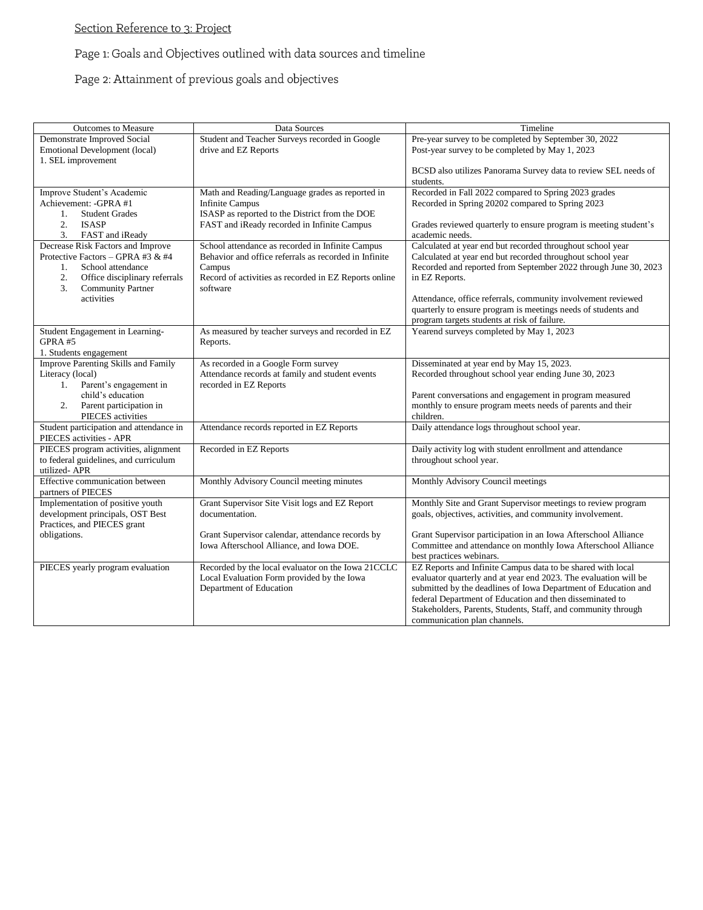Section Reference to 3: Project

Page 1: Goals and Objectives outlined with data sources and timeline

Page 2: Attainment of previous goals and objectives

| Outcomes to Measure | Data Sources | Timeline |
|---|---|---|
| Demonstrate Improved Social Emotional Development (local)<br>1. SEL improvement | Student and Teacher Surveys recorded in Google drive and EZ Reports | Pre-year survey to be completed by September 30, 2022<br>Post-year survey to be completed by May 1, 2023<br><br>BCSD also utilizes Panorama Survey data to review SEL needs of students. |
| Improve Student's Academic Achievement: -GPRA #1<br>1. Student Grades<br>2. ISASP<br>3. FAST and iReady | Math and Reading/Language grades as reported in Infinite Campus<br>ISASP as reported to the District from the DOE<br>FAST and iReady recorded in Infinite Campus | Recorded in Fall 2022 compared to Spring 2023 grades<br>Recorded in Spring 20202 compared to Spring 2023<br><br>Grades reviewed quarterly to ensure program is meeting student's academic needs. |
| Decrease Risk Factors and Improve Protective Factors – GPRA #3 & #4<br>1. School attendance<br>2. Office disciplinary referrals<br>3. Community Partner activities | School attendance as recorded in Infinite Campus<br>Behavior and office referrals as recorded in Infinite Campus<br>Record of activities as recorded in EZ Reports online software | Calculated at year end but recorded throughout school year<br>Calculated at year end but recorded throughout school year<br>Recorded and reported from September 2022 through June 30, 2023 in EZ Reports.<br><br>Attendance, office referrals, community involvement reviewed quarterly to ensure program is meetings needs of students and program targets students at risk of failure. |
| Student Engagement in Learning-GPRA #5<br>1. Students engagement | As measured by teacher surveys and recorded in EZ Reports. | Yearend surveys completed by May 1, 2023 |
| Improve Parenting Skills and Family Literacy (local)<br>1. Parent's engagement in child's education<br>2. Parent participation in PIECES activities | As recorded in a Google Form survey<br>Attendance records at family and student events recorded in EZ Reports | Disseminated at year end by May 15, 2023.<br>Recorded throughout school year ending June 30, 2023<br><br>Parent conversations and engagement in program measured monthly to ensure program meets needs of parents and their children. |
| Student participation and attendance in PIECES activities - APR | Attendance records reported in EZ Reports | Daily attendance logs throughout school year. |
| PIECES program activities, alignment to federal guidelines, and curriculum utilized- APR | Recorded in EZ Reports | Daily activity log with student enrollment and attendance throughout school year. |
| Effective communication between partners of PIECES | Monthly Advisory Council meeting minutes | Monthly Advisory Council meetings |
| Implementation of positive youth development principals, OST Best Practices, and PIECES grant obligations. | Grant Supervisor Site Visit logs and EZ Report documentation.<br><br>Grant Supervisor calendar, attendance records by Iowa Afterschool Alliance, and Iowa DOE. | Monthly Site and Grant Supervisor meetings to review program goals, objectives, activities, and community involvement.<br><br>Grant Supervisor participation in an Iowa Afterschool Alliance Committee and attendance on monthly Iowa Afterschool Alliance best practices webinars. |
| PIECES yearly program evaluation | Recorded by the local evaluator on the Iowa 21CCLC Local Evaluation Form provided by the Iowa Department of Education | EZ Reports and Infinite Campus data to be shared with local evaluator quarterly and at year end 2023. The evaluation will be submitted by the deadlines of Iowa Department of Education and federal Department of Education and then disseminated to Stakeholders, Parents, Students, Staff, and community through communication plan channels. |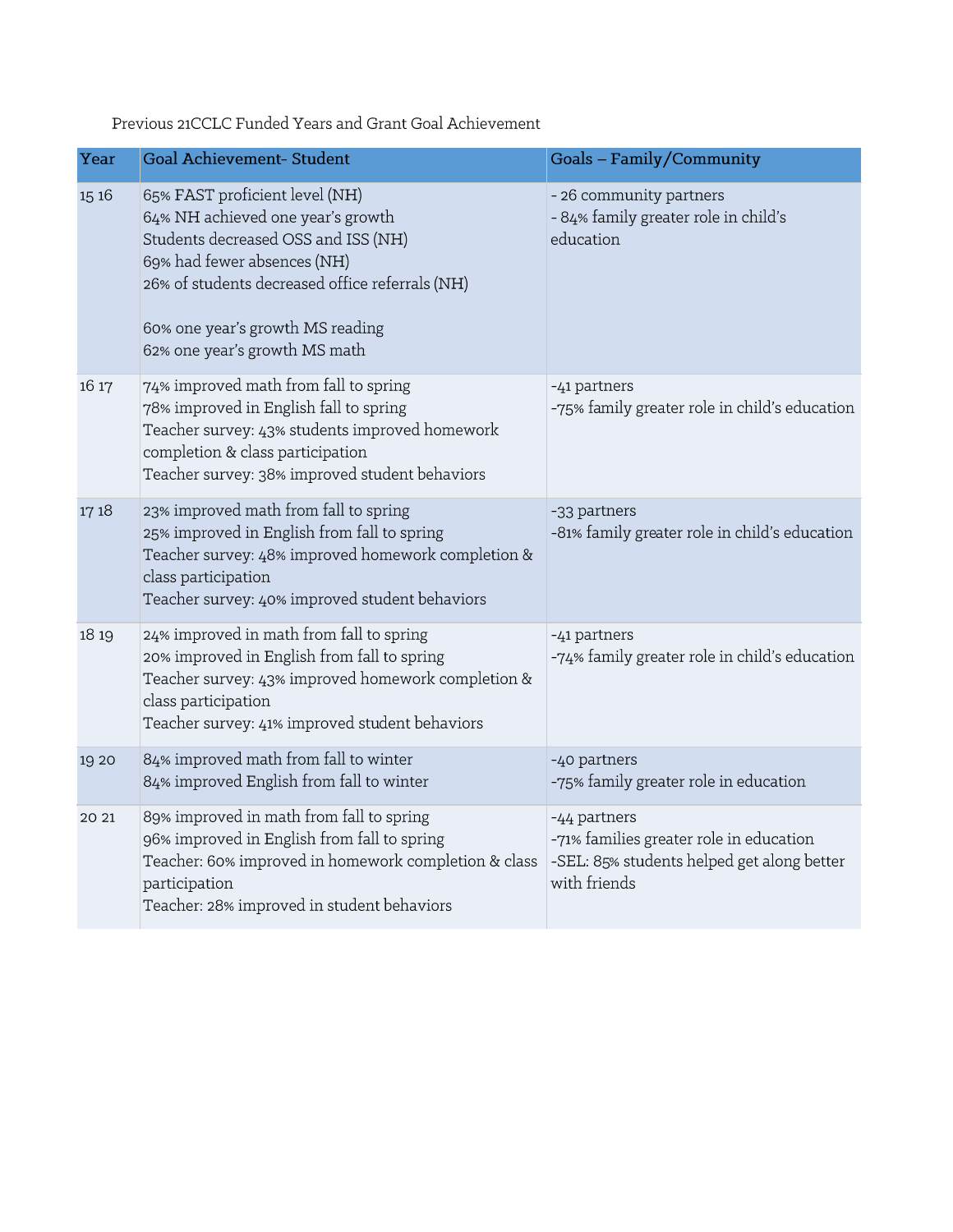Previous 21CCLC Funded Years and Grant Goal Achievement

| Year | Goal Achievement- Student | Goals – Family/Community |
| --- | --- | --- |
| 15 16 | 65% FAST proficient level (NH)<br>64% NH achieved one year's growth<br>Students decreased OSS and ISS (NH)<br>69% had fewer absences (NH)<br>26% of students decreased office referrals (NH)<br><br>60% one year's growth MS reading<br>62% one year's growth MS math | - 26 community partners<br>- 84% family greater role in child's education |
| 16 17 | 74% improved math from fall to spring<br>78% improved in English fall to spring<br>Teacher survey: 43% students improved homework completion & class participation<br>Teacher survey: 38% improved student behaviors | -41 partners<br>-75% family greater role in child's education |
| 17 18 | 23% improved math from fall to spring<br>25% improved in English from fall to spring<br>Teacher survey: 48% improved homework completion & class participation<br>Teacher survey: 40% improved student behaviors | -33 partners<br>-81% family greater role in child's education |
| 18 19 | 24% improved in math from fall to spring<br>20% improved in English from fall to spring<br>Teacher survey: 43% improved homework completion & class participation<br>Teacher survey: 41% improved student behaviors | -41 partners<br>-74% family greater role in child's education |
| 19 20 | 84% improved math from fall to winter<br>84% improved English from fall to winter | -40 partners<br>-75% family greater role in education |
| 20 21 | 89% improved in math from fall to spring<br>96% improved in English from fall to spring<br>Teacher: 60% improved in homework completion & class participation<br>Teacher: 28% improved in student behaviors | -44 partners<br>-71% families greater role in education<br>-SEL: 85% students helped get along better with friends |